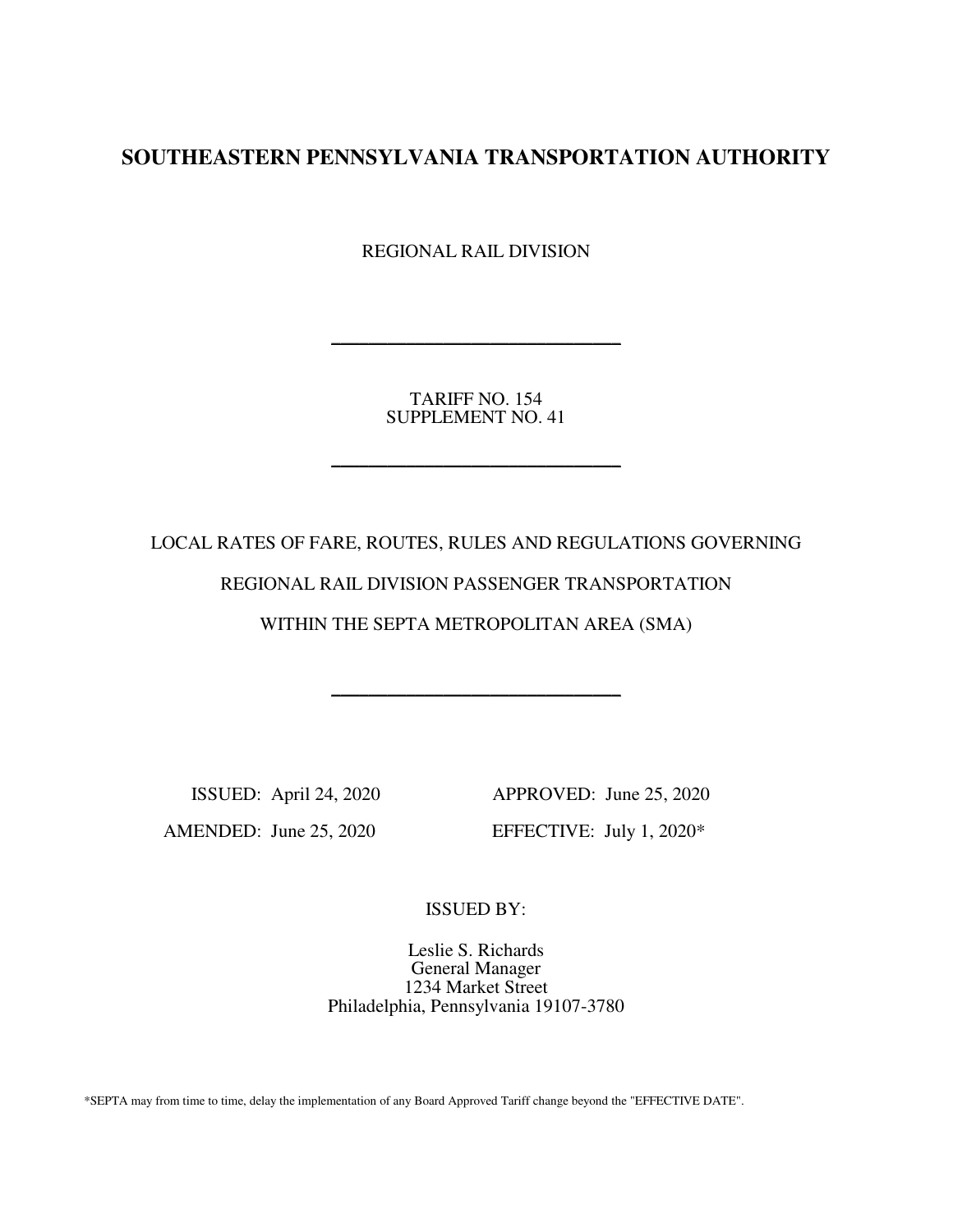# SOUTHEASTERN PENNSYLVANIA TRANSPORTATION AUTHORITY

REGIONAL RAIL DIVISION

---

TARIFF NO. 154
SUPPLEMENT NO. 41

---

LOCAL RATES OF FARE, ROUTES, RULES AND REGULATIONS GOVERNING

REGIONAL RAIL DIVISION PASSENGER TRANSPORTATION

WITHIN THE SEPTA METROPOLITAN AREA (SMA)

---

ISSUED: April 24, 2020

APPROVED: June 25, 2020

AMENDED: June 25, 2020

EFFECTIVE: July 1, 2020*

ISSUED BY:

Leslie S. Richards
General Manager
1234 Market Street
Philadelphia, Pennsylvania 19107-3780

*SEPTA may from time to time, delay the implementation of any Board Approved Tariff change beyond the "EFFECTIVE DATE".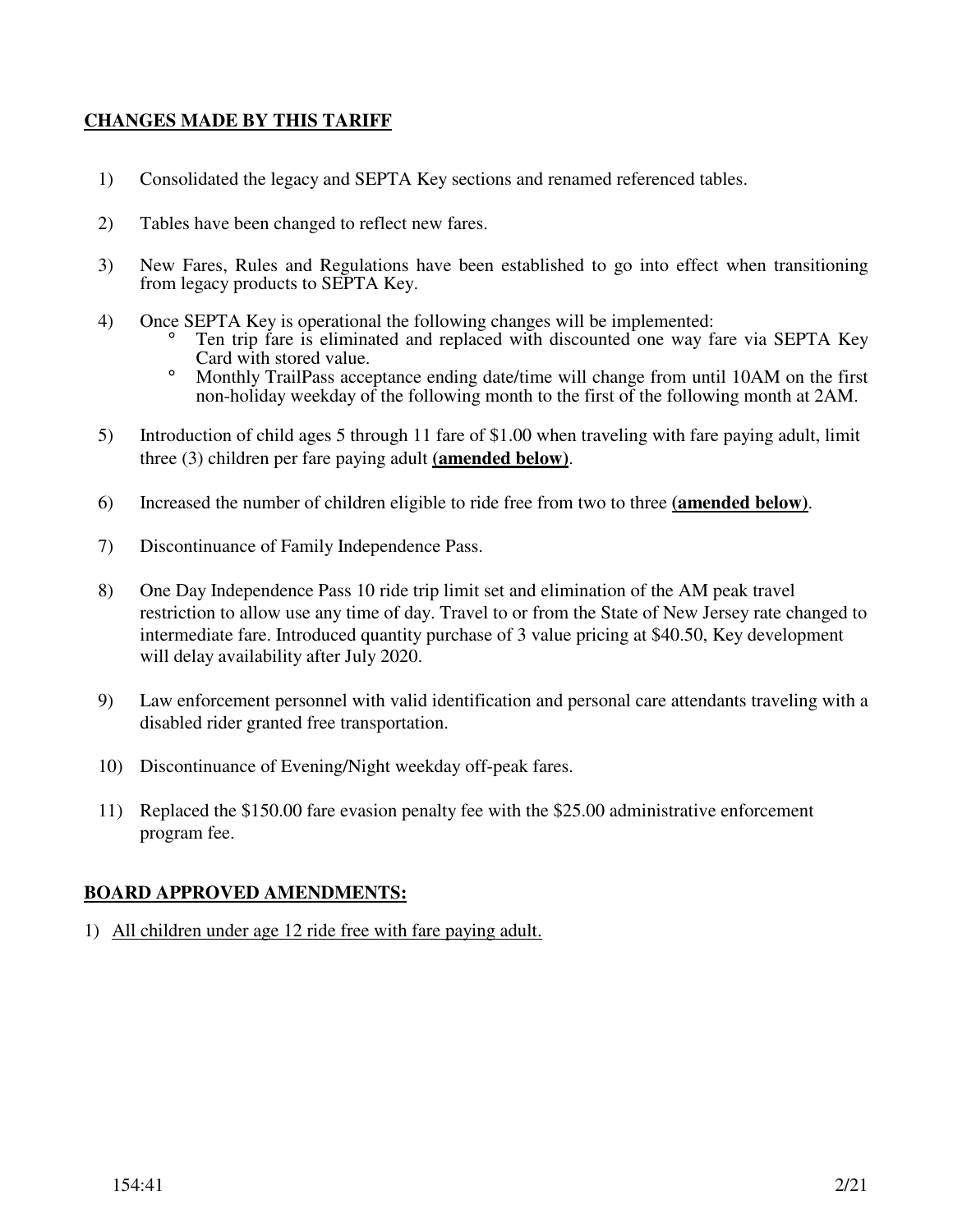## **CHANGES MADE BY THIS TARIFF**

1) Consolidated the legacy and SEPTA Key sections and renamed referenced tables.

2) Tables have been changed to reflect new fares.

3) New Fares, Rules and Regulations have been established to go into effect when transitioning from legacy products to SEPTA Key.

4) Once SEPTA Key is operational the following changes will be implemented:
   - Ten trip fare is eliminated and replaced with discounted one way fare via SEPTA Key Card with stored value.
   - Monthly TrailPass acceptance ending date/time will change from until 10AM on the first non-holiday weekday of the following month to the first of the following month at 2AM.

5) Introduction of child ages 5 through 11 fare of $1.00 when traveling with fare paying adult, limit three (3) children per fare paying adult **(amended below)**.

6) Increased the number of children eligible to ride free from two to three **(amended below)**.

7) Discontinuance of Family Independence Pass.

8) One Day Independence Pass 10 ride trip limit set and elimination of the AM peak travel restriction to allow use any time of day. Travel to or from the State of New Jersey rate changed to intermediate fare. Introduced quantity purchase of 3 value pricing at $40.50, Key development will delay availability after July 2020.

9) Law enforcement personnel with valid identification and personal care attendants traveling with a disabled rider granted free transportation.

10) Discontinuance of Evening/Night weekday off-peak fares.

11) Replaced the $150.00 fare evasion penalty fee with the $25.00 administrative enforcement program fee.

## **BOARD APPROVED AMENDMENTS:**

1) All children under age 12 ride free with fare paying adult.

154:41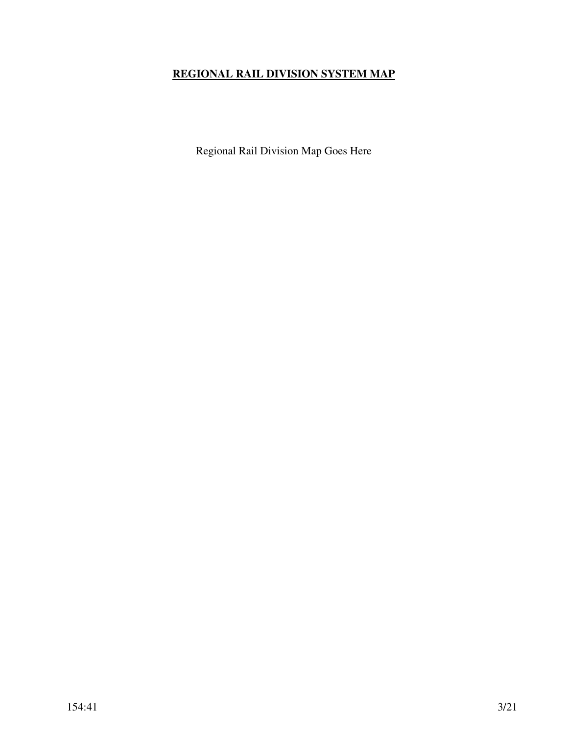## REGIONAL RAIL DIVISION SYSTEM MAP

Regional Rail Division Map Goes Here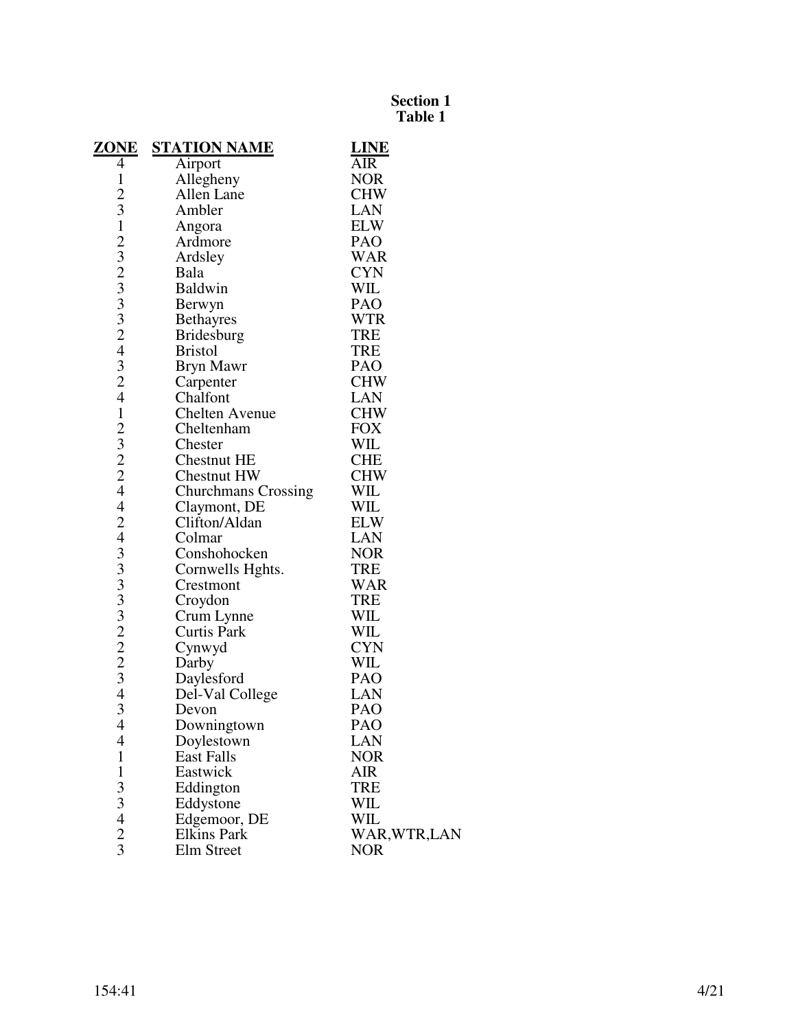**Section 1**
**Table 1**

| ZONE | STATION NAME | LINE |
|---|---|---|
| 4 | Airport | AIR |
| 1 | Allegheny | NOR |
| 2 | Allen Lane | CHW |
| 3 | Ambler | LAN |
| 1 | Angora | ELW |
| 2 | Ardmore | PAO |
| 3 | Ardsley | WAR |
| 2 | Bala | CYN |
| 3 | Baldwin | WIL |
| 3 | Berwyn | PAO |
| 3 | Bethayres | WTR |
| 2 | Bridesburg | TRE |
| 4 | Bristol | TRE |
| 3 | Bryn Mawr | PAO |
| 2 | Carpenter | CHW |
| 4 | Chalfont | LAN |
| 1 | Chelten Avenue | CHW |
| 2 | Cheltenham | FOX |
| 3 | Chester | WIL |
| 2 | Chestnut HE | CHE |
| 2 | Chestnut HW | CHW |
| 4 | Churchmans Crossing | WIL |
| 4 | Claymont, DE | WIL |
| 2 | Clifton/Aldan | ELW |
| 4 | Colmar | LAN |
| 3 | Conshohocken | NOR |
| 3 | Cornwells Hghts. | TRE |
| 3 | Crestmont | WAR |
| 3 | Croydon | TRE |
| 3 | Crum Lynne | WIL |
| 2 | Curtis Park | WIL |
| 2 | Cynwyd | CYN |
| 2 | Darby | WIL |
| 3 | Daylesford | PAO |
| 4 | Del-Val College | LAN |
| 3 | Devon | PAO |
| 4 | Downingtown | PAO |
| 4 | Doylestown | LAN |
| 1 | East Falls | NOR |
| 1 | Eastwick | AIR |
| 3 | Eddington | TRE |
| 3 | Eddystone | WIL |
| 4 | Edgemoor, DE | WIL |
| 2 | Elkins Park | WAR,WTR,LAN |
| 3 | Elm Street | NOR |

154:41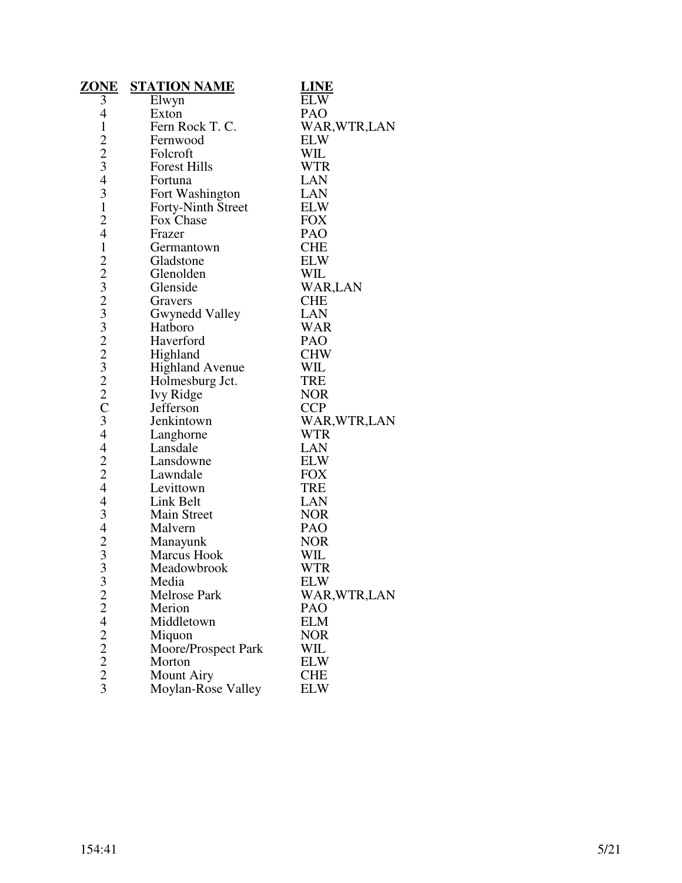| ZONE | STATION NAME | LINE |
|---|---|---|
| 3 | Elwyn | ELW |
| 4 | Exton | PAO |
| 1 | Fern Rock T. C. | WAR,WTR,LAN |
| 2 | Fernwood | ELW |
| 2 | Folcroft | WIL |
| 3 | Forest Hills | WTR |
| 4 | Fortuna | LAN |
| 3 | Fort Washington | LAN |
| 1 | Forty-Ninth Street | ELW |
| 2 | Fox Chase | FOX |
| 4 | Frazer | PAO |
| 1 | Germantown | CHE |
| 2 | Gladstone | ELW |
| 2 | Glenolden | WIL |
| 3 | Glenside | WAR,LAN |
| 2 | Gravers | CHE |
| 3 | Gwynedd Valley | LAN |
| 3 | Hatboro | WAR |
| 2 | Haverford | PAO |
| 2 | Highland | CHW |
| 3 | Highland Avenue | WIL |
| 2 | Holmesburg Jct. | TRE |
| 2 | Ivy Ridge | NOR |
| C | Jefferson | CCP |
| 3 | Jenkintown | WAR,WTR,LAN |
| 4 | Langhorne | WTR |
| 4 | Lansdale | LAN |
| 2 | Lansdowne | ELW |
| 2 | Lawndale | FOX |
| 4 | Levittown | TRE |
| 4 | Link Belt | LAN |
| 3 | Main Street | NOR |
| 4 | Malvern | PAO |
| 2 | Manayunk | NOR |
| 3 | Marcus Hook | WIL |
| 3 | Meadowbrook | WTR |
| 3 | Media | ELW |
| 2 | Melrose Park | WAR,WTR,LAN |
| 2 | Merion | PAO |
| 4 | Middletown | ELM |
| 2 | Miquon | NOR |
| 2 | Moore/Prospect Park | WIL |
| 2 | Morton | ELW |
| 2 | Mount Airy | CHE |
| 3 | Moylan-Rose Valley | ELW |

154:41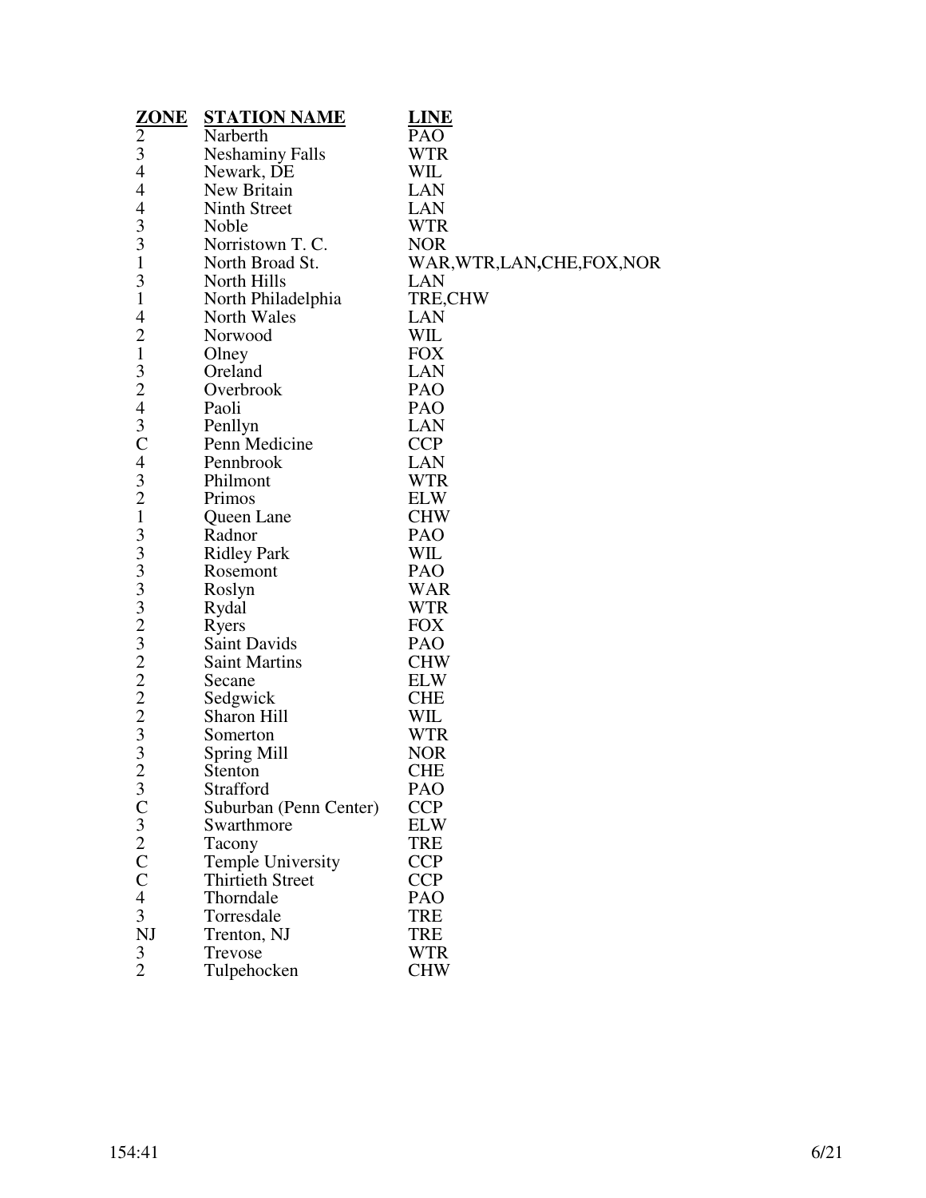| ZONE | STATION NAME | LINE |
|---|---|---|
| 2 | Narberth | PAO |
| 3 | Neshaminy Falls | WTR |
| 4 | Newark, DE | WIL |
| 4 | New Britain | LAN |
| 4 | Ninth Street | LAN |
| 3 | Noble | WTR |
| 3 | Norristown T. C. | NOR |
| 1 | North Broad St. | WAR,WTR,LAN,CHE,FOX,NOR |
| 3 | North Hills | LAN |
| 1 | North Philadelphia | TRE,CHW |
| 4 | North Wales | LAN |
| 2 | Norwood | WIL |
| 1 | Olney | FOX |
| 3 | Oreland | LAN |
| 2 | Overbrook | PAO |
| 4 | Paoli | PAO |
| 3 | Penllyn | LAN |
| C | Penn Medicine | CCP |
| 4 | Pennbrook | LAN |
| 3 | Philmont | WTR |
| 2 | Primos | ELW |
| 1 | Queen Lane | CHW |
| 3 | Radnor | PAO |
| 3 | Ridley Park | WIL |
| 3 | Rosemont | PAO |
| 3 | Roslyn | WAR |
| 3 | Rydal | WTR |
| 2 | Ryers | FOX |
| 3 | Saint Davids | PAO |
| 2 | Saint Martins | CHW |
| 2 | Secane | ELW |
| 2 | Sedgwick | CHE |
| 2 | Sharon Hill | WIL |
| 3 | Somerton | WTR |
| 3 | Spring Mill | NOR |
| 2 | Stenton | CHE |
| 3 | Strafford | PAO |
| C | Suburban (Penn Center) | CCP |
| 3 | Swarthmore | ELW |
| 2 | Tacony | TRE |
| C | Temple University | CCP |
| C | Thirtieth Street | CCP |
| 4 | Thorndale | PAO |
| 3 | Torresdale | TRE |
| NJ | Trenton, NJ | TRE |
| 3 | Trevose | WTR |
| 2 | Tulpehocken | CHW |

154:41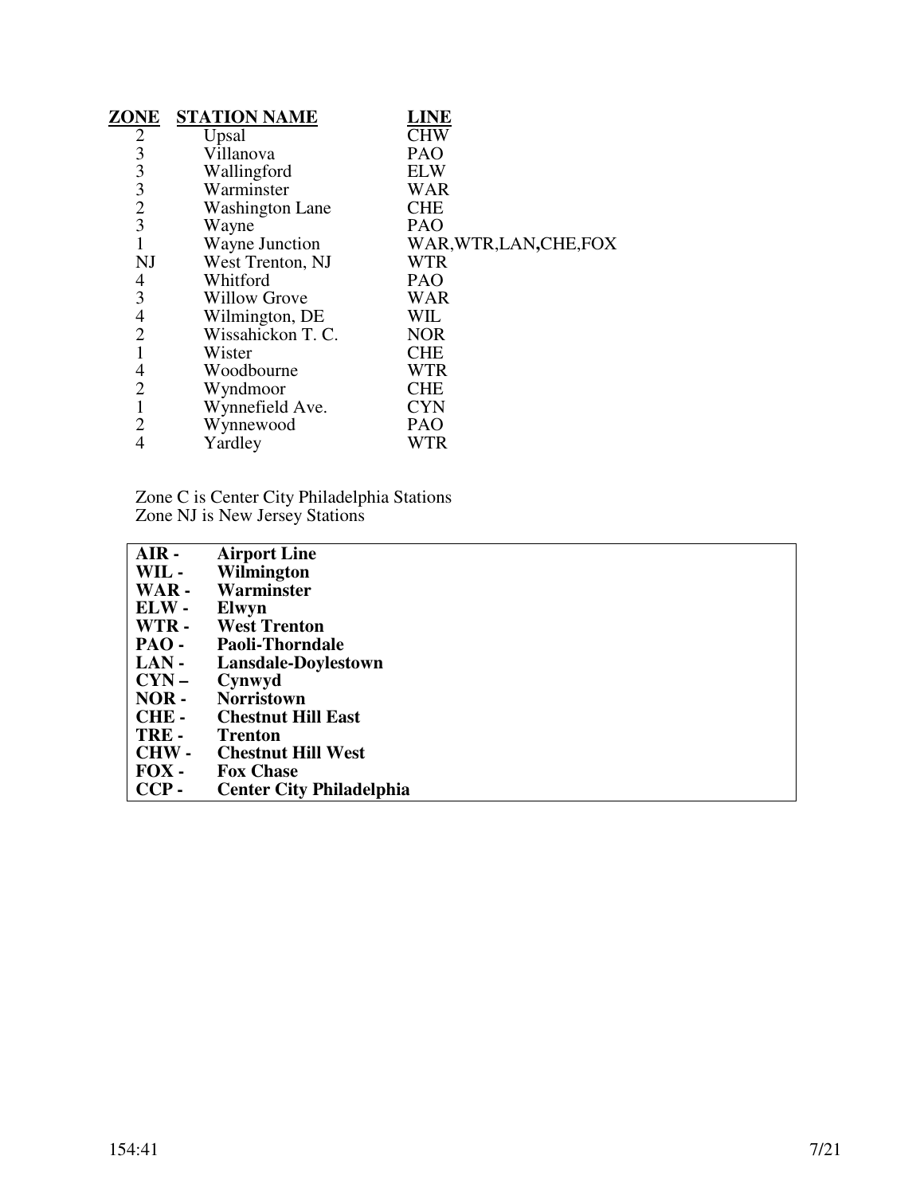| ZONE | STATION NAME | LINE |
|---|---|---|
| 2 | Upsal | CHW |
| 3 | Villanova | PAO |
| 3 | Wallingford | ELW |
| 3 | Warminster | WAR |
| 2 | Washington Lane | CHE |
| 3 | Wayne | PAO |
| 1 | Wayne Junction | WAR,WTR,LAN,CHE,FOX |
| NJ | West Trenton, NJ | WTR |
| 4 | Whitford | PAO |
| 3 | Willow Grove | WAR |
| 4 | Wilmington, DE | WIL |
| 2 | Wissahickon T. C. | NOR |
| 1 | Wister | CHE |
| 4 | Woodbourne | WTR |
| 2 | Wyndmoor | CHE |
| 1 | Wynnefield Ave. | CYN |
| 2 | Wynnewood | PAO |
| 4 | Yardley | WTR |

Zone C is Center City Philadelphia Stations
Zone NJ is New Jersey Stations

| | |
|---|---|
| **AIR -** | **Airport Line** |
| **WIL -** | **Wilmington** |
| **WAR -** | **Warminster** |
| **ELW -** | **Elwyn** |
| **WTR -** | **West Trenton** |
| **PAO -** | **Paoli-Thorndale** |
| **LAN -** | **Lansdale-Doylestown** |
| **CYN –** | **Cynwyd** |
| **NOR -** | **Norristown** |
| **CHE -** | **Chestnut Hill East** |
| **TRE -** | **Trenton** |
| **CHW -** | **Chestnut Hill West** |
| **FOX -** | **Fox Chase** |
| **CCP -** | **Center City Philadelphia** |

154:41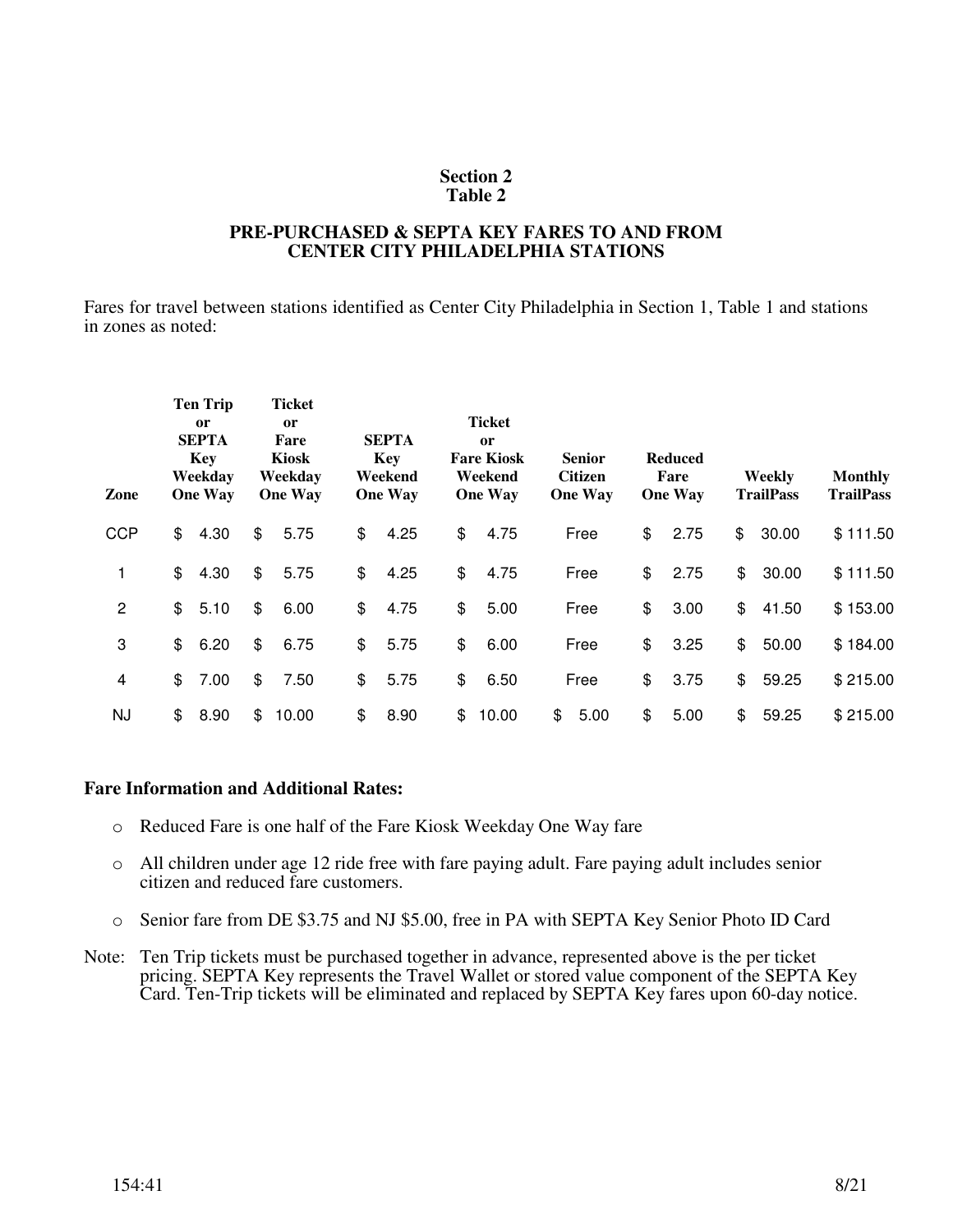**Section 2**
**Table 2**

**PRE-PURCHASED & SEPTA KEY FARES TO AND FROM CENTER CITY PHILADELPHIA STATIONS**

Fares for travel between stations identified as Center City Philadelphia in Section 1, Table 1 and stations in zones as noted:

| Zone | Ten Trip or SEPTA Key Weekday One Way | Ticket or Fare Kiosk Weekday One Way | SEPTA Key Weekend One Way | Ticket or Fare Kiosk Weekend One Way | Senior Citizen One Way | Reduced Fare One Way | Weekly TrailPass | Monthly TrailPass |
|---|---|---|---|---|---|---|---|---|
| CCP | $ 4.30 | $ 5.75 | $ 4.25 | $ 4.75 | Free | $ 2.75 | $ 30.00 | $ 111.50 |
| 1 | $ 4.30 | $ 5.75 | $ 4.25 | $ 4.75 | Free | $ 2.75 | $ 30.00 | $ 111.50 |
| 2 | $ 5.10 | $ 6.00 | $ 4.75 | $ 5.00 | Free | $ 3.00 | $ 41.50 | $ 153.00 |
| 3 | $ 6.20 | $ 6.75 | $ 5.75 | $ 6.00 | Free | $ 3.25 | $ 50.00 | $ 184.00 |
| 4 | $ 7.00 | $ 7.50 | $ 5.75 | $ 6.50 | Free | $ 3.75 | $ 59.25 | $ 215.00 |
| NJ | $ 8.90 | $ 10.00 | $ 8.90 | $ 10.00 | $ 5.00 | $ 5.00 | $ 59.25 | $ 215.00 |

**Fare Information and Additional Rates:**

- Reduced Fare is one half of the Fare Kiosk Weekday One Way fare
- All children under age 12 ride free with fare paying adult. Fare paying adult includes senior citizen and reduced fare customers.
- Senior fare from DE $3.75 and NJ $5.00, free in PA with SEPTA Key Senior Photo ID Card

Note: Ten Trip tickets must be purchased together in advance, represented above is the per ticket pricing. SEPTA Key represents the Travel Wallet or stored value component of the SEPTA Key Card. Ten-Trip tickets will be eliminated and replaced by SEPTA Key fares upon 60-day notice.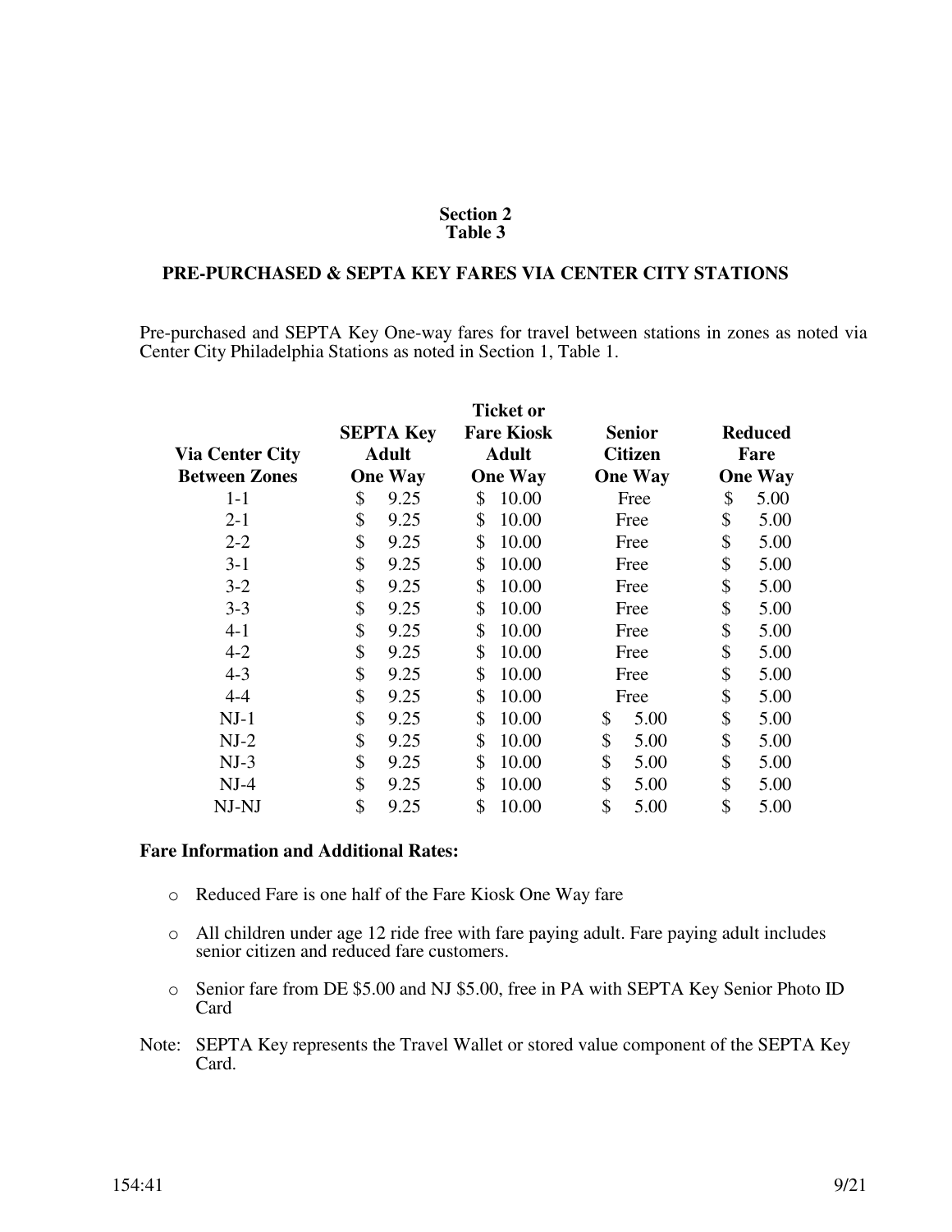**Section 2**
**Table 3**

## PRE-PURCHASED & SEPTA KEY FARES VIA CENTER CITY STATIONS

Pre-purchased and SEPTA Key One-way fares for travel between stations in zones as noted via Center City Philadelphia Stations as noted in Section 1, Table 1.

| Via Center City Between Zones | SEPTA Key Adult One Way | Ticket or Fare Kiosk Adult One Way | Senior Citizen One Way | Reduced Fare One Way |
|---|---|---|---|---|
| 1-1 | $ 9.25 | $ 10.00 | Free | $ 5.00 |
| 2-1 | $ 9.25 | $ 10.00 | Free | $ 5.00 |
| 2-2 | $ 9.25 | $ 10.00 | Free | $ 5.00 |
| 3-1 | $ 9.25 | $ 10.00 | Free | $ 5.00 |
| 3-2 | $ 9.25 | $ 10.00 | Free | $ 5.00 |
| 3-3 | $ 9.25 | $ 10.00 | Free | $ 5.00 |
| 4-1 | $ 9.25 | $ 10.00 | Free | $ 5.00 |
| 4-2 | $ 9.25 | $ 10.00 | Free | $ 5.00 |
| 4-3 | $ 9.25 | $ 10.00 | Free | $ 5.00 |
| 4-4 | $ 9.25 | $ 10.00 | Free | $ 5.00 |
| NJ-1 | $ 9.25 | $ 10.00 | $ 5.00 | $ 5.00 |
| NJ-2 | $ 9.25 | $ 10.00 | $ 5.00 | $ 5.00 |
| NJ-3 | $ 9.25 | $ 10.00 | $ 5.00 | $ 5.00 |
| NJ-4 | $ 9.25 | $ 10.00 | $ 5.00 | $ 5.00 |
| NJ-NJ | $ 9.25 | $ 10.00 | $ 5.00 | $ 5.00 |

**Fare Information and Additional Rates:**

- Reduced Fare is one half of the Fare Kiosk One Way fare
- All children under age 12 ride free with fare paying adult. Fare paying adult includes senior citizen and reduced fare customers.
- Senior fare from DE $5.00 and NJ $5.00, free in PA with SEPTA Key Senior Photo ID Card

Note: SEPTA Key represents the Travel Wallet or stored value component of the SEPTA Key Card.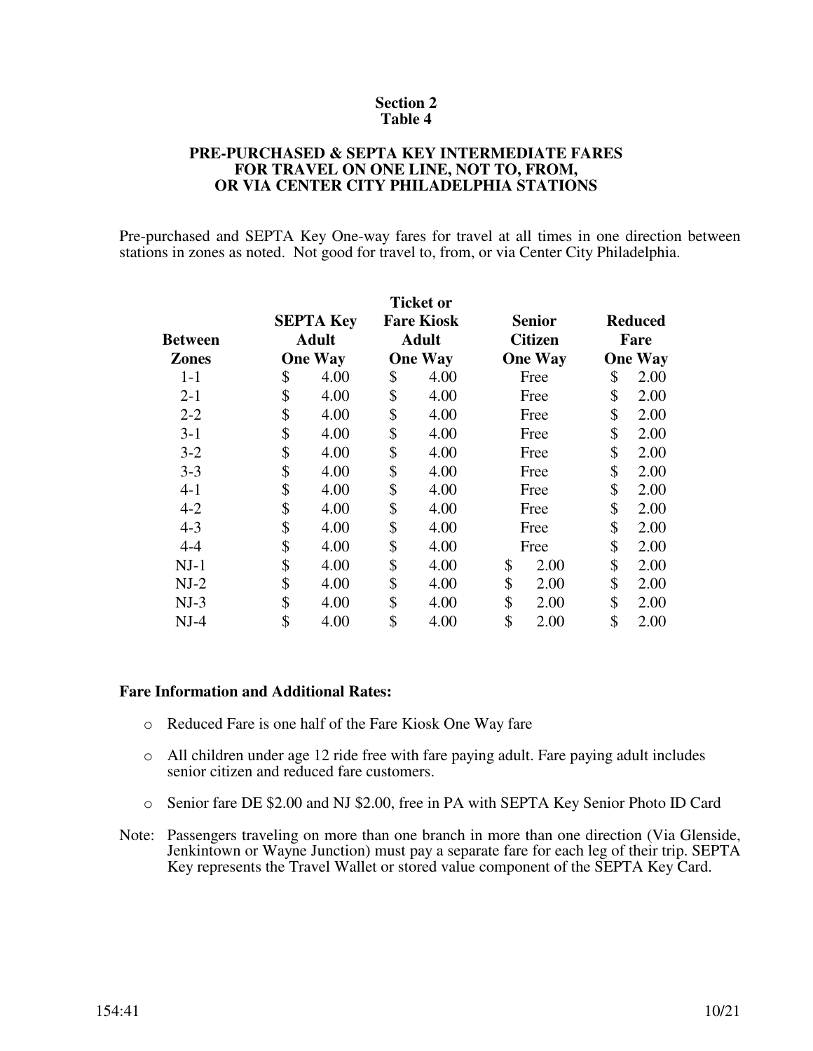**Section 2**
**Table 4**

**PRE-PURCHASED & SEPTA KEY INTERMEDIATE FARES FOR TRAVEL ON ONE LINE, NOT TO, FROM, OR VIA CENTER CITY PHILADELPHIA STATIONS**

Pre-purchased and SEPTA Key One-way fares for travel at all times in one direction between stations in zones as noted. Not good for travel to, from, or via Center City Philadelphia.

| Between Zones | SEPTA Key Adult One Way | Ticket or Fare Kiosk Adult One Way | Senior Citizen One Way | Reduced Fare One Way |
|---|---|---|---|---|
| 1-1 | $ 4.00 | $ 4.00 | Free | $ 2.00 |
| 2-1 | $ 4.00 | $ 4.00 | Free | $ 2.00 |
| 2-2 | $ 4.00 | $ 4.00 | Free | $ 2.00 |
| 3-1 | $ 4.00 | $ 4.00 | Free | $ 2.00 |
| 3-2 | $ 4.00 | $ 4.00 | Free | $ 2.00 |
| 3-3 | $ 4.00 | $ 4.00 | Free | $ 2.00 |
| 4-1 | $ 4.00 | $ 4.00 | Free | $ 2.00 |
| 4-2 | $ 4.00 | $ 4.00 | Free | $ 2.00 |
| 4-3 | $ 4.00 | $ 4.00 | Free | $ 2.00 |
| 4-4 | $ 4.00 | $ 4.00 | Free | $ 2.00 |
| NJ-1 | $ 4.00 | $ 4.00 | $ 2.00 | $ 2.00 |
| NJ-2 | $ 4.00 | $ 4.00 | $ 2.00 | $ 2.00 |
| NJ-3 | $ 4.00 | $ 4.00 | $ 2.00 | $ 2.00 |
| NJ-4 | $ 4.00 | $ 4.00 | $ 2.00 | $ 2.00 |

**Fare Information and Additional Rates:**

- Reduced Fare is one half of the Fare Kiosk One Way fare
- All children under age 12 ride free with fare paying adult. Fare paying adult includes senior citizen and reduced fare customers.
- Senior fare DE $2.00 and NJ $2.00, free in PA with SEPTA Key Senior Photo ID Card

Note: Passengers traveling on more than one branch in more than one direction (Via Glenside, Jenkintown or Wayne Junction) must pay a separate fare for each leg of their trip. SEPTA Key represents the Travel Wallet or stored value component of the SEPTA Key Card.

154:41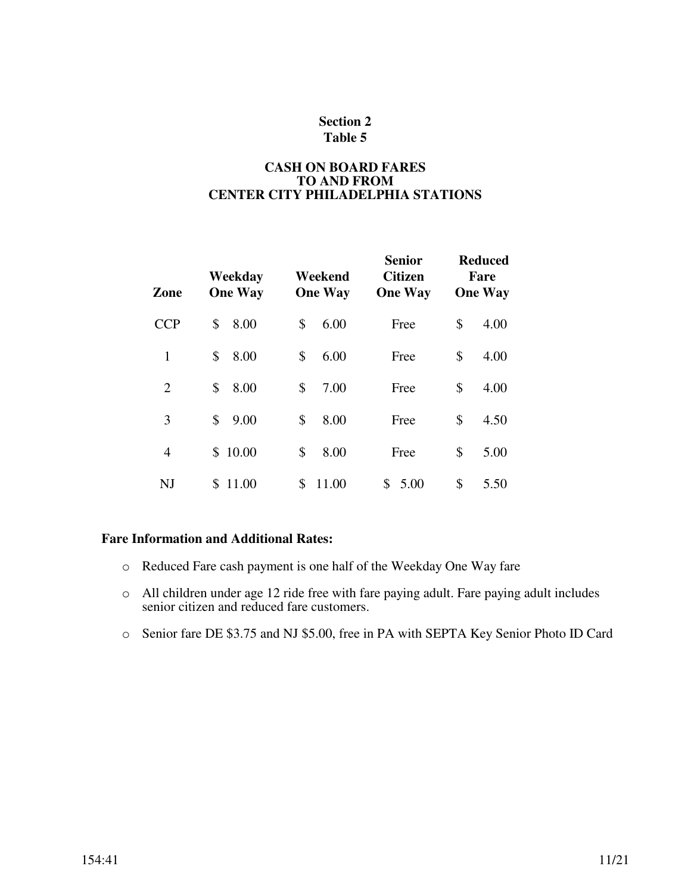## Section 2
## Table 5

### CASH ON BOARD FARES TO AND FROM CENTER CITY PHILADELPHIA STATIONS

| Zone | Weekday One Way | Weekend One Way | Senior Citizen One Way | Reduced Fare One Way |
|---|---|---|---|---|
| CCP | $ 8.00 | $ 6.00 | Free | $ 4.00 |
| 1 | $ 8.00 | $ 6.00 | Free | $ 4.00 |
| 2 | $ 8.00 | $ 7.00 | Free | $ 4.00 |
| 3 | $ 9.00 | $ 8.00 | Free | $ 4.50 |
| 4 | $ 10.00 | $ 8.00 | Free | $ 5.00 |
| NJ | $ 11.00 | $ 11.00 | $ 5.00 | $ 5.50 |

**Fare Information and Additional Rates:**

- Reduced Fare cash payment is one half of the Weekday One Way fare
- All children under age 12 ride free with fare paying adult. Fare paying adult includes senior citizen and reduced fare customers.
- Senior fare DE $3.75 and NJ $5.00, free in PA with SEPTA Key Senior Photo ID Card

154:41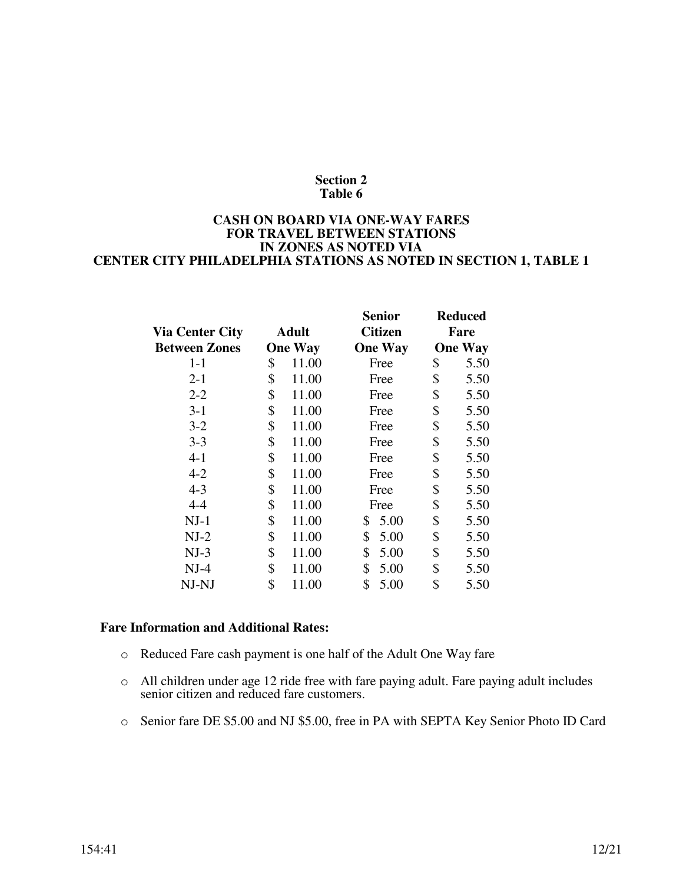## Section 2
## Table 6

### CASH ON BOARD VIA ONE-WAY FARES FOR TRAVEL BETWEEN STATIONS IN ZONES AS NOTED VIA CENTER CITY PHILADELPHIA STATIONS AS NOTED IN SECTION 1, TABLE 1

| Via Center City Between Zones | Adult One Way | Senior Citizen One Way | Reduced Fare One Way |
|---|---|---|---|
| 1-1 | $ 11.00 | Free | $ 5.50 |
| 2-1 | $ 11.00 | Free | $ 5.50 |
| 2-2 | $ 11.00 | Free | $ 5.50 |
| 3-1 | $ 11.00 | Free | $ 5.50 |
| 3-2 | $ 11.00 | Free | $ 5.50 |
| 3-3 | $ 11.00 | Free | $ 5.50 |
| 4-1 | $ 11.00 | Free | $ 5.50 |
| 4-2 | $ 11.00 | Free | $ 5.50 |
| 4-3 | $ 11.00 | Free | $ 5.50 |
| 4-4 | $ 11.00 | Free | $ 5.50 |
| NJ-1 | $ 11.00 | $ 5.00 | $ 5.50 |
| NJ-2 | $ 11.00 | $ 5.00 | $ 5.50 |
| NJ-3 | $ 11.00 | $ 5.00 | $ 5.50 |
| NJ-4 | $ 11.00 | $ 5.00 | $ 5.50 |
| NJ-NJ | $ 11.00 | $ 5.00 | $ 5.50 |

**Fare Information and Additional Rates:**

- Reduced Fare cash payment is one half of the Adult One Way fare
- All children under age 12 ride free with fare paying adult. Fare paying adult includes senior citizen and reduced fare customers.
- Senior fare DE $5.00 and NJ $5.00, free in PA with SEPTA Key Senior Photo ID Card

154:41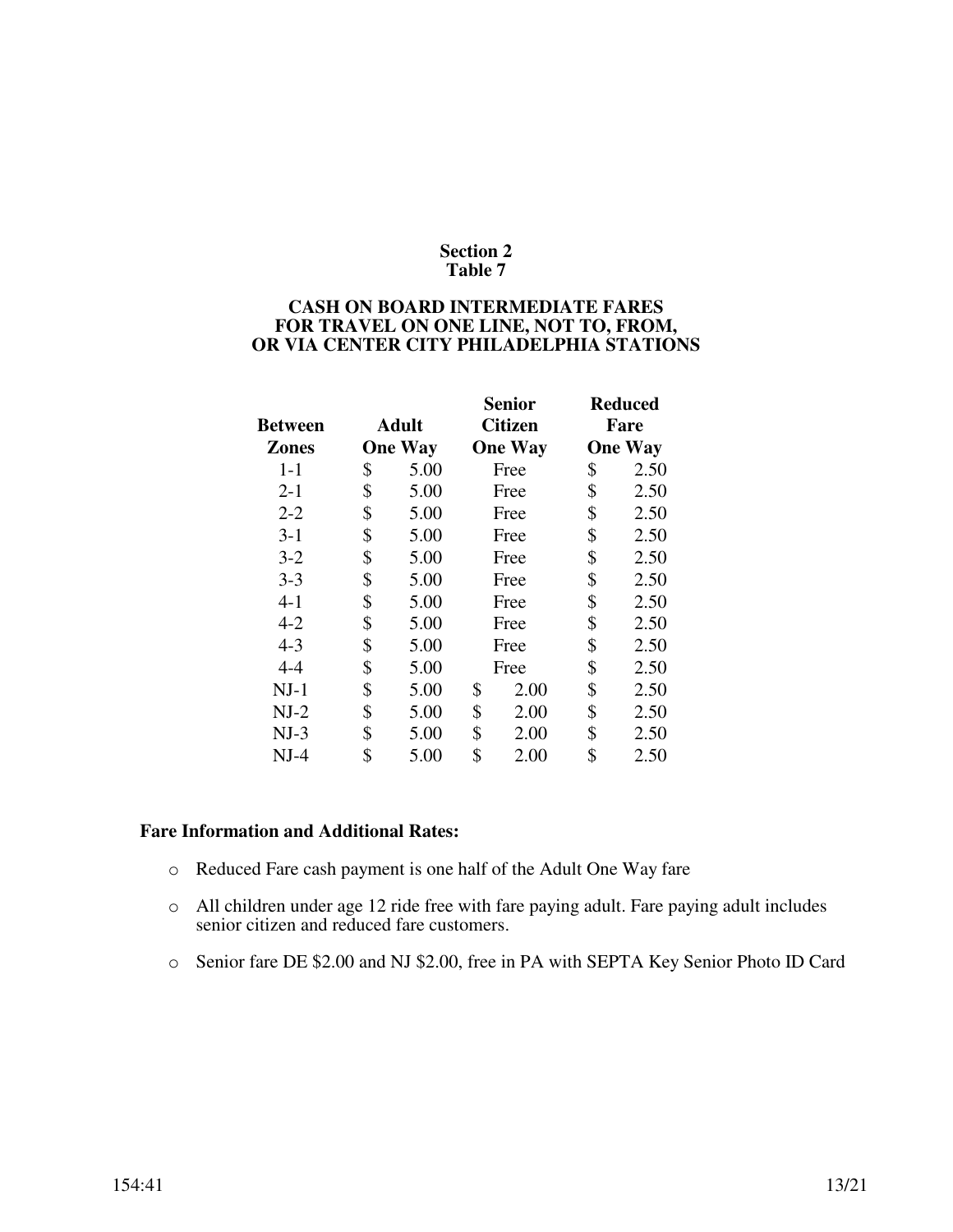## Section 2
## Table 7

### CASH ON BOARD INTERMEDIATE FARES FOR TRAVEL ON ONE LINE, NOT TO, FROM, OR VIA CENTER CITY PHILADELPHIA STATIONS

| Between Zones | Adult One Way | Senior Citizen One Way | Reduced Fare One Way |
|---|---|---|---|
| 1-1 | $ 5.00 | Free | $ 2.50 |
| 2-1 | $ 5.00 | Free | $ 2.50 |
| 2-2 | $ 5.00 | Free | $ 2.50 |
| 3-1 | $ 5.00 | Free | $ 2.50 |
| 3-2 | $ 5.00 | Free | $ 2.50 |
| 3-3 | $ 5.00 | Free | $ 2.50 |
| 4-1 | $ 5.00 | Free | $ 2.50 |
| 4-2 | $ 5.00 | Free | $ 2.50 |
| 4-3 | $ 5.00 | Free | $ 2.50 |
| 4-4 | $ 5.00 | Free | $ 2.50 |
| NJ-1 | $ 5.00 | $ 2.00 | $ 2.50 |
| NJ-2 | $ 5.00 | $ 2.00 | $ 2.50 |
| NJ-3 | $ 5.00 | $ 2.00 | $ 2.50 |
| NJ-4 | $ 5.00 | $ 2.00 | $ 2.50 |

**Fare Information and Additional Rates:**

- Reduced Fare cash payment is one half of the Adult One Way fare
- All children under age 12 ride free with fare paying adult. Fare paying adult includes senior citizen and reduced fare customers.
- Senior fare DE $2.00 and NJ $2.00, free in PA with SEPTA Key Senior Photo ID Card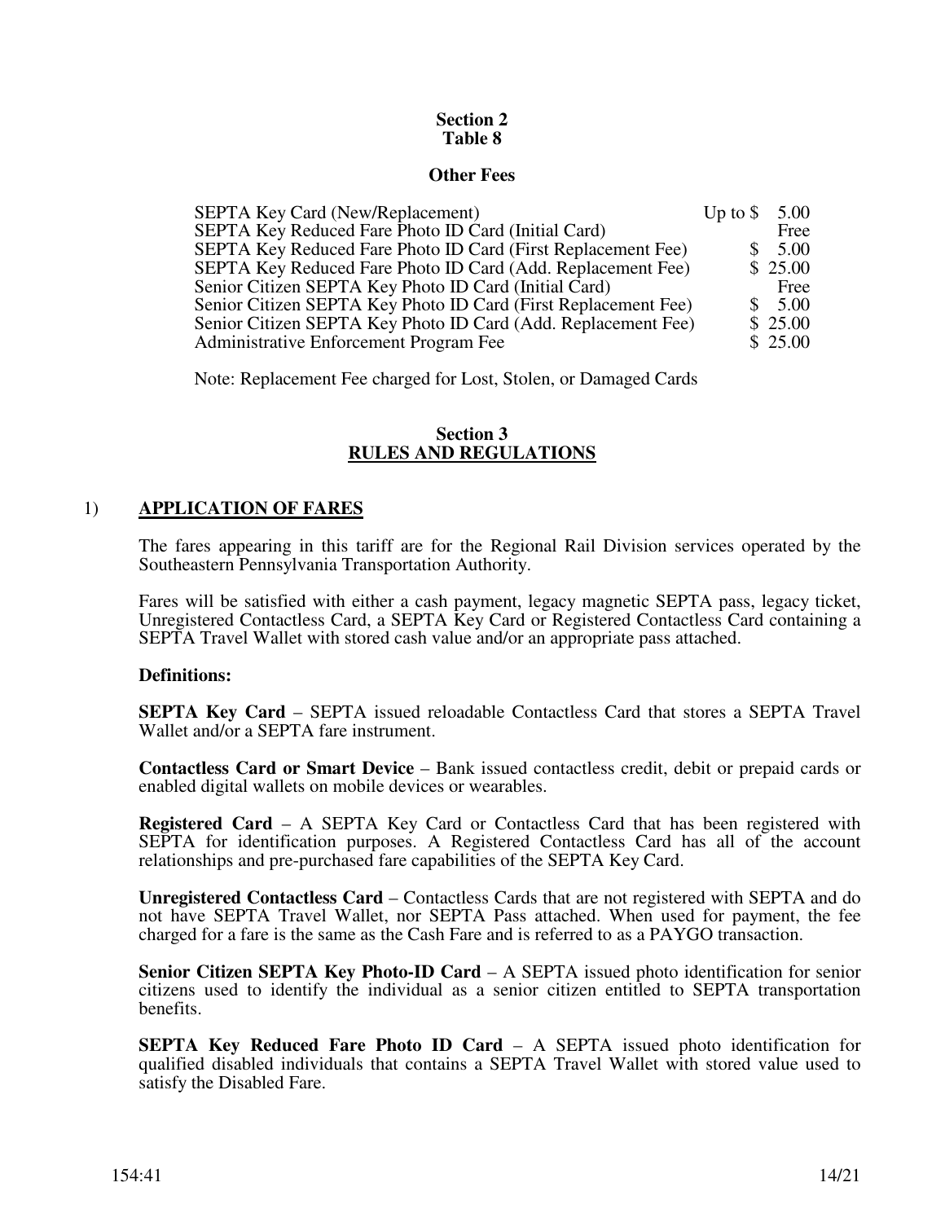## Section 2
## Table 8

### Other Fees

| Item | Fee |
|---|---|
| SEPTA Key Card (New/Replacement) | Up to $ 5.00 |
| SEPTA Key Reduced Fare Photo ID Card (Initial Card) | Free |
| SEPTA Key Reduced Fare Photo ID Card (First Replacement Fee) | $ 5.00 |
| SEPTA Key Reduced Fare Photo ID Card (Add. Replacement Fee) | $ 25.00 |
| Senior Citizen SEPTA Key Photo ID Card (Initial Card) | Free |
| Senior Citizen SEPTA Key Photo ID Card (First Replacement Fee) | $ 5.00 |
| Senior Citizen SEPTA Key Photo ID Card (Add. Replacement Fee) | $ 25.00 |
| Administrative Enforcement Program Fee | $ 25.00 |

Note: Replacement Fee charged for Lost, Stolen, or Damaged Cards

## Section 3
## RULES AND REGULATIONS

### 1) APPLICATION OF FARES

The fares appearing in this tariff are for the Regional Rail Division services operated by the Southeastern Pennsylvania Transportation Authority.

Fares will be satisfied with either a cash payment, legacy magnetic SEPTA pass, legacy ticket, Unregistered Contactless Card, a SEPTA Key Card or Registered Contactless Card containing a SEPTA Travel Wallet with stored cash value and/or an appropriate pass attached.

**Definitions:**

**SEPTA Key Card** – SEPTA issued reloadable Contactless Card that stores a SEPTA Travel Wallet and/or a SEPTA fare instrument.

**Contactless Card or Smart Device** – Bank issued contactless credit, debit or prepaid cards or enabled digital wallets on mobile devices or wearables.

**Registered Card** – A SEPTA Key Card or Contactless Card that has been registered with SEPTA for identification purposes. A Registered Contactless Card has all of the account relationships and pre-purchased fare capabilities of the SEPTA Key Card.

**Unregistered Contactless Card** – Contactless Cards that are not registered with SEPTA and do not have SEPTA Travel Wallet, nor SEPTA Pass attached. When used for payment, the fee charged for a fare is the same as the Cash Fare and is referred to as a PAYGO transaction.

**Senior Citizen SEPTA Key Photo-ID Card** – A SEPTA issued photo identification for senior citizens used to identify the individual as a senior citizen entitled to SEPTA transportation benefits.

**SEPTA Key Reduced Fare Photo ID Card** – A SEPTA issued photo identification for qualified disabled individuals that contains a SEPTA Travel Wallet with stored value used to satisfy the Disabled Fare.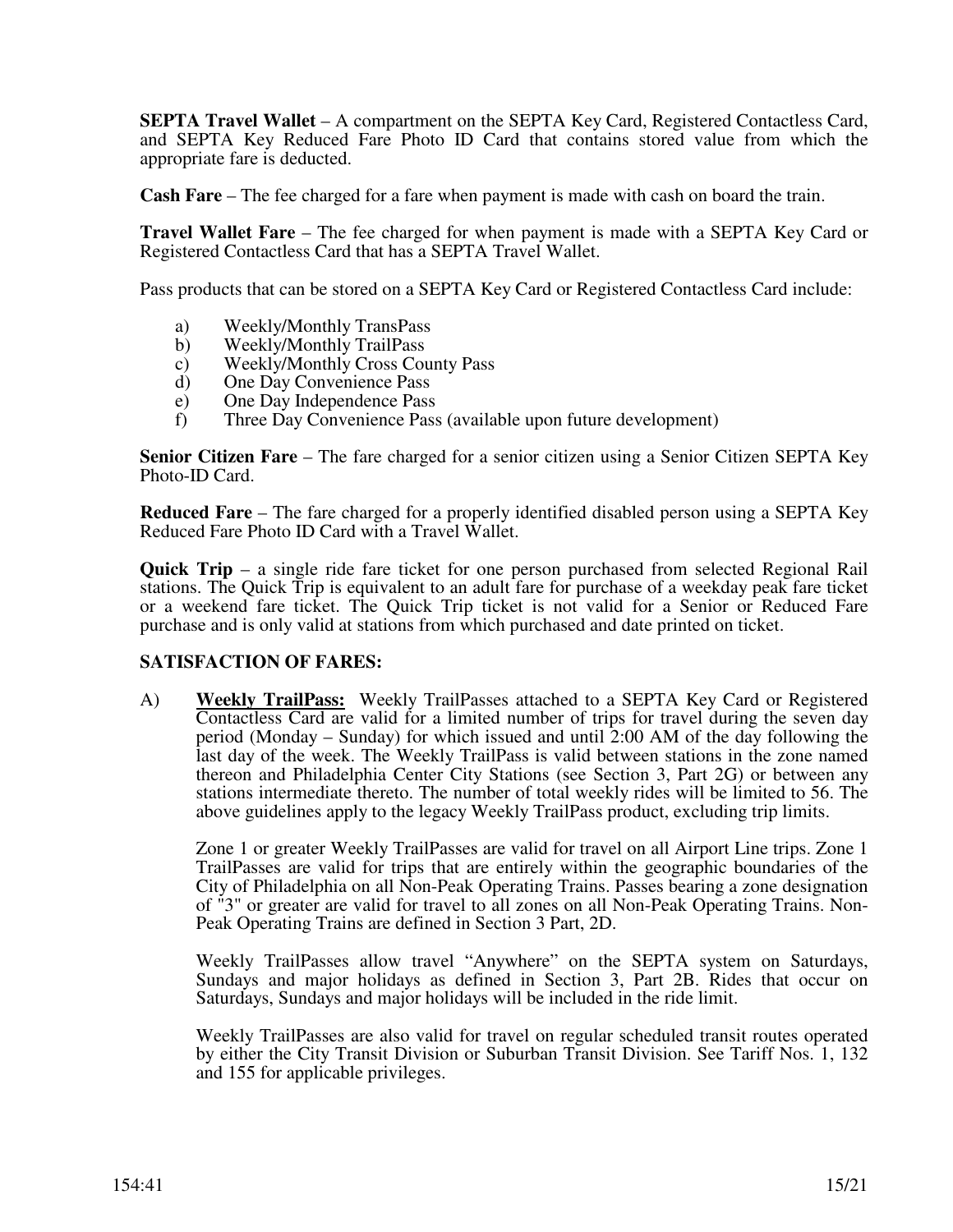**SEPTA Travel Wallet** – A compartment on the SEPTA Key Card, Registered Contactless Card, and SEPTA Key Reduced Fare Photo ID Card that contains stored value from which the appropriate fare is deducted.

**Cash Fare** – The fee charged for a fare when payment is made with cash on board the train.

**Travel Wallet Fare** – The fee charged for when payment is made with a SEPTA Key Card or Registered Contactless Card that has a SEPTA Travel Wallet.

Pass products that can be stored on a SEPTA Key Card or Registered Contactless Card include:

a) Weekly/Monthly TransPass
b) Weekly/Monthly TrailPass
c) Weekly/Monthly Cross County Pass
d) One Day Convenience Pass
e) One Day Independence Pass
f) Three Day Convenience Pass (available upon future development)

**Senior Citizen Fare** – The fare charged for a senior citizen using a Senior Citizen SEPTA Key Photo-ID Card.

**Reduced Fare** – The fare charged for a properly identified disabled person using a SEPTA Key Reduced Fare Photo ID Card with a Travel Wallet.

**Quick Trip** – a single ride fare ticket for one person purchased from selected Regional Rail stations. The Quick Trip is equivalent to an adult fare for purchase of a weekday peak fare ticket or a weekend fare ticket. The Quick Trip ticket is not valid for a Senior or Reduced Fare purchase and is only valid at stations from which purchased and date printed on ticket.

**SATISFACTION OF FARES:**

A) **Weekly TrailPass:** Weekly TrailPasses attached to a SEPTA Key Card or Registered Contactless Card are valid for a limited number of trips for travel during the seven day period (Monday – Sunday) for which issued and until 2:00 AM of the day following the last day of the week. The Weekly TrailPass is valid between stations in the zone named thereon and Philadelphia Center City Stations (see Section 3, Part 2G) or between any stations intermediate thereto. The number of total weekly rides will be limited to 56. The above guidelines apply to the legacy Weekly TrailPass product, excluding trip limits.

Zone 1 or greater Weekly TrailPasses are valid for travel on all Airport Line trips. Zone 1 TrailPasses are valid for trips that are entirely within the geographic boundaries of the City of Philadelphia on all Non-Peak Operating Trains. Passes bearing a zone designation of "3" or greater are valid for travel to all zones on all Non-Peak Operating Trains. Non-Peak Operating Trains are defined in Section 3 Part, 2D.

Weekly TrailPasses allow travel "Anywhere" on the SEPTA system on Saturdays, Sundays and major holidays as defined in Section 3, Part 2B. Rides that occur on Saturdays, Sundays and major holidays will be included in the ride limit.

Weekly TrailPasses are also valid for travel on regular scheduled transit routes operated by either the City Transit Division or Suburban Transit Division. See Tariff Nos. 1, 132 and 155 for applicable privileges.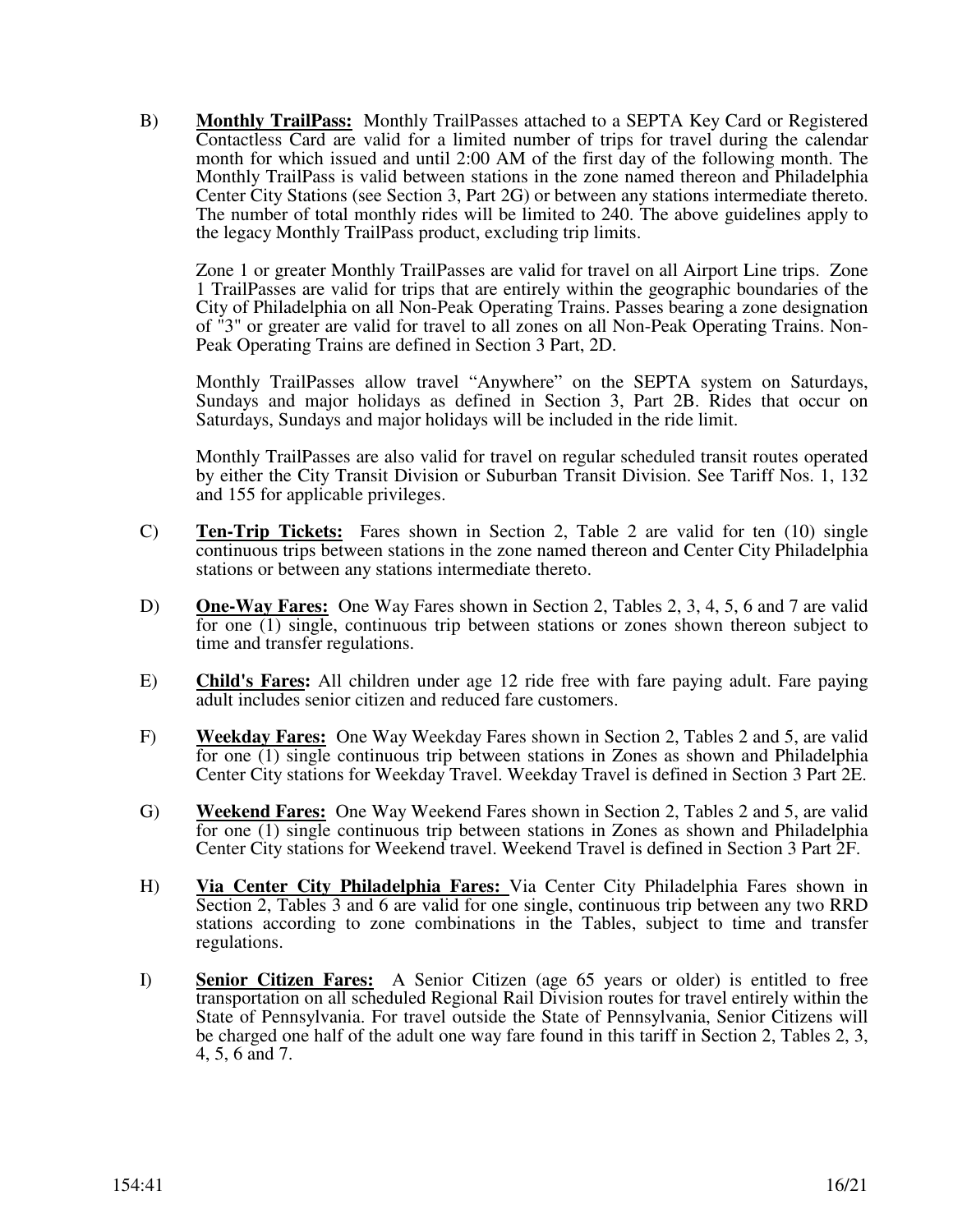B) **Monthly TrailPass:** Monthly TrailPasses attached to a SEPTA Key Card or Registered Contactless Card are valid for a limited number of trips for travel during the calendar month for which issued and until 2:00 AM of the first day of the following month. The Monthly TrailPass is valid between stations in the zone named thereon and Philadelphia Center City Stations (see Section 3, Part 2G) or between any stations intermediate thereto. The number of total monthly rides will be limited to 240. The above guidelines apply to the legacy Monthly TrailPass product, excluding trip limits.

Zone 1 or greater Monthly TrailPasses are valid for travel on all Airport Line trips. Zone 1 TrailPasses are valid for trips that are entirely within the geographic boundaries of the City of Philadelphia on all Non-Peak Operating Trains. Passes bearing a zone designation of "3" or greater are valid for travel to all zones on all Non-Peak Operating Trains. Non-Peak Operating Trains are defined in Section 3 Part, 2D.

Monthly TrailPasses allow travel "Anywhere" on the SEPTA system on Saturdays, Sundays and major holidays as defined in Section 3, Part 2B. Rides that occur on Saturdays, Sundays and major holidays will be included in the ride limit.

Monthly TrailPasses are also valid for travel on regular scheduled transit routes operated by either the City Transit Division or Suburban Transit Division. See Tariff Nos. 1, 132 and 155 for applicable privileges.

C) **Ten-Trip Tickets:** Fares shown in Section 2, Table 2 are valid for ten (10) single continuous trips between stations in the zone named thereon and Center City Philadelphia stations or between any stations intermediate thereto.

D) **One-Way Fares:** One Way Fares shown in Section 2, Tables 2, 3, 4, 5, 6 and 7 are valid for one (1) single, continuous trip between stations or zones shown thereon subject to time and transfer regulations.

E) **Child's Fares:** All children under age 12 ride free with fare paying adult. Fare paying adult includes senior citizen and reduced fare customers.

F) **Weekday Fares:** One Way Weekday Fares shown in Section 2, Tables 2 and 5, are valid for one (1) single continuous trip between stations in Zones as shown and Philadelphia Center City stations for Weekday Travel. Weekday Travel is defined in Section 3 Part 2E.

G) **Weekend Fares:** One Way Weekend Fares shown in Section 2, Tables 2 and 5, are valid for one (1) single continuous trip between stations in Zones as shown and Philadelphia Center City stations for Weekend travel. Weekend Travel is defined in Section 3 Part 2F.

H) **Via Center City Philadelphia Fares:** Via Center City Philadelphia Fares shown in Section 2, Tables 3 and 6 are valid for one single, continuous trip between any two RRD stations according to zone combinations in the Tables, subject to time and transfer regulations.

I) **Senior Citizen Fares:** A Senior Citizen (age 65 years or older) is entitled to free transportation on all scheduled Regional Rail Division routes for travel entirely within the State of Pennsylvania. For travel outside the State of Pennsylvania, Senior Citizens will be charged one half of the adult one way fare found in this tariff in Section 2, Tables 2, 3, 4, 5, 6 and 7.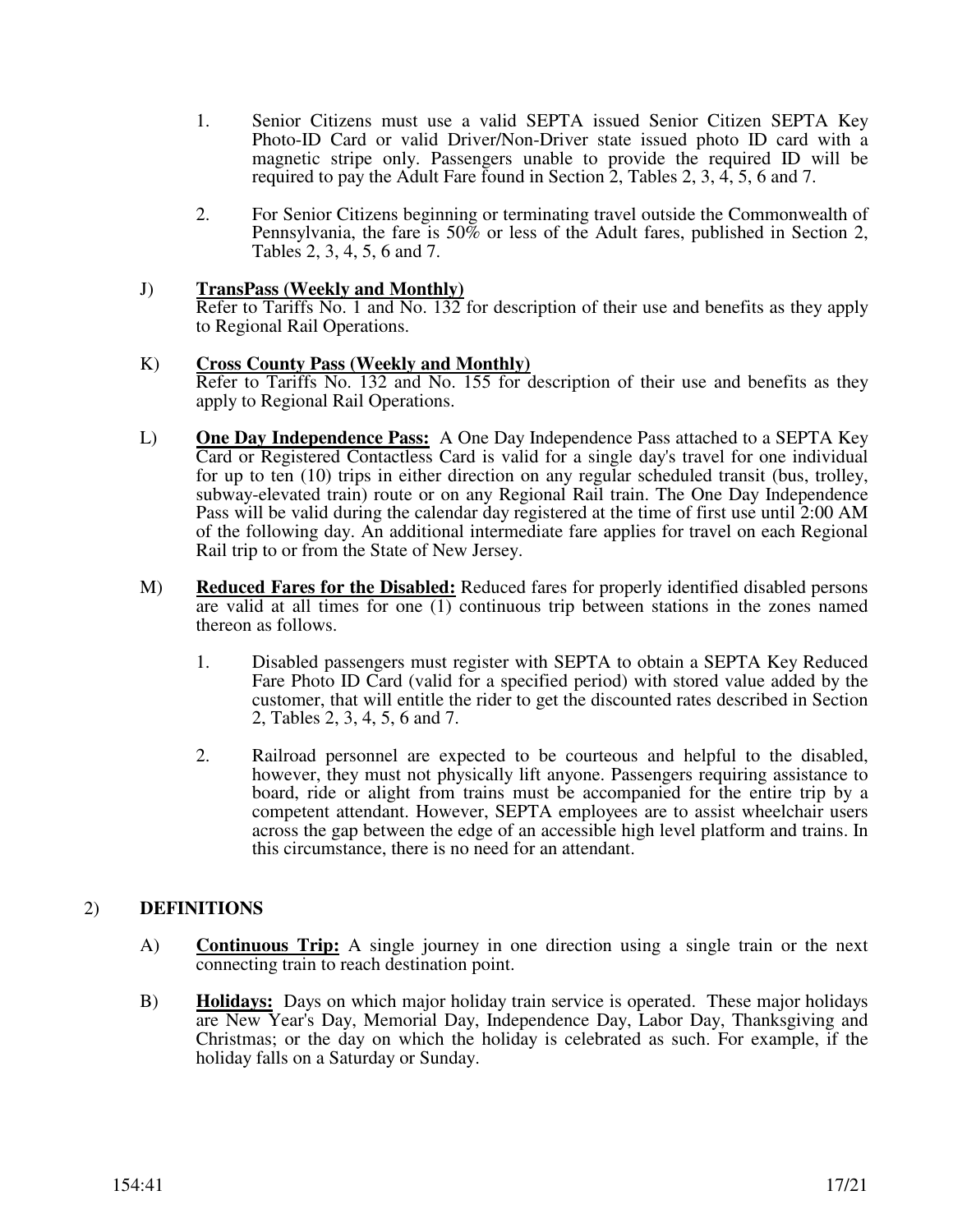1. Senior Citizens must use a valid SEPTA issued Senior Citizen SEPTA Key Photo-ID Card or valid Driver/Non-Driver state issued photo ID card with a magnetic stripe only. Passengers unable to provide the required ID will be required to pay the Adult Fare found in Section 2, Tables 2, 3, 4, 5, 6 and 7.

2. For Senior Citizens beginning or terminating travel outside the Commonwealth of Pennsylvania, the fare is 50% or less of the Adult fares, published in Section 2, Tables 2, 3, 4, 5, 6 and 7.

J) **TransPass (Weekly and Monthly)**
Refer to Tariffs No. 1 and No. 132 for description of their use and benefits as they apply to Regional Rail Operations.

K) **Cross County Pass (Weekly and Monthly)**
Refer to Tariffs No. 132 and No. 155 for description of their use and benefits as they apply to Regional Rail Operations.

L) **One Day Independence Pass:** A One Day Independence Pass attached to a SEPTA Key Card or Registered Contactless Card is valid for a single day's travel for one individual for up to ten (10) trips in either direction on any regular scheduled transit (bus, trolley, subway-elevated train) route or on any Regional Rail train. The One Day Independence Pass will be valid during the calendar day registered at the time of first use until 2:00 AM of the following day. An additional intermediate fare applies for travel on each Regional Rail trip to or from the State of New Jersey.

M) **Reduced Fares for the Disabled:** Reduced fares for properly identified disabled persons are valid at all times for one (1) continuous trip between stations in the zones named thereon as follows.

1. Disabled passengers must register with SEPTA to obtain a SEPTA Key Reduced Fare Photo ID Card (valid for a specified period) with stored value added by the customer, that will entitle the rider to get the discounted rates described in Section 2, Tables 2, 3, 4, 5, 6 and 7.

2. Railroad personnel are expected to be courteous and helpful to the disabled, however, they must not physically lift anyone. Passengers requiring assistance to board, ride or alight from trains must be accompanied for the entire trip by a competent attendant. However, SEPTA employees are to assist wheelchair users across the gap between the edge of an accessible high level platform and trains. In this circumstance, there is no need for an attendant.

## 2) DEFINITIONS

A) **Continuous Trip:** A single journey in one direction using a single train or the next connecting train to reach destination point.

B) **Holidays:** Days on which major holiday train service is operated. These major holidays are New Year's Day, Memorial Day, Independence Day, Labor Day, Thanksgiving and Christmas; or the day on which the holiday is celebrated as such. For example, if the holiday falls on a Saturday or Sunday.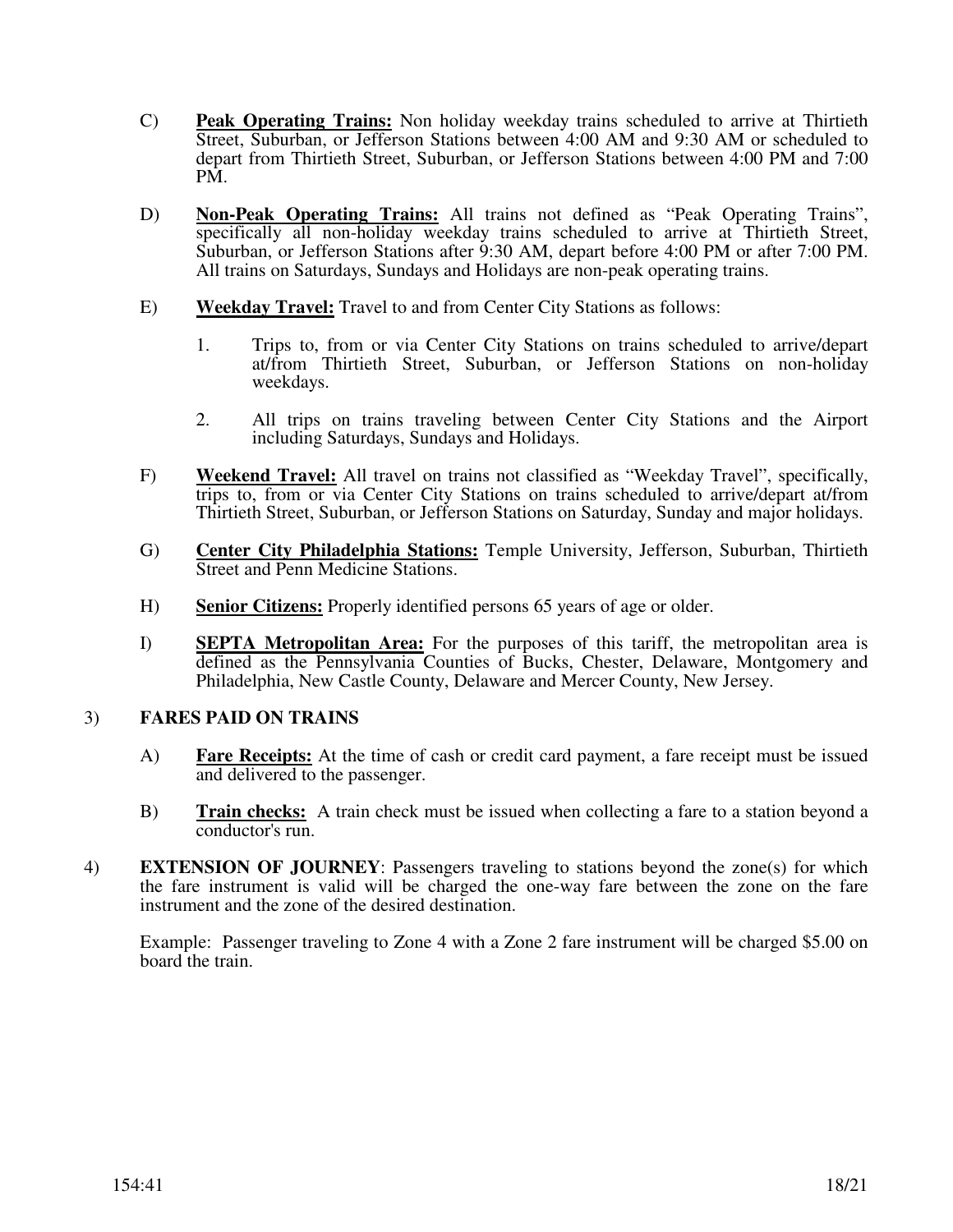C) **Peak Operating Trains:** Non holiday weekday trains scheduled to arrive at Thirtieth Street, Suburban, or Jefferson Stations between 4:00 AM and 9:30 AM or scheduled to depart from Thirtieth Street, Suburban, or Jefferson Stations between 4:00 PM and 7:00 PM.

D) **Non-Peak Operating Trains:** All trains not defined as "Peak Operating Trains", specifically all non-holiday weekday trains scheduled to arrive at Thirtieth Street, Suburban, or Jefferson Stations after 9:30 AM, depart before 4:00 PM or after 7:00 PM. All trains on Saturdays, Sundays and Holidays are non-peak operating trains.

E) **Weekday Travel:** Travel to and from Center City Stations as follows:

1. Trips to, from or via Center City Stations on trains scheduled to arrive/depart at/from Thirtieth Street, Suburban, or Jefferson Stations on non-holiday weekdays.

2. All trips on trains traveling between Center City Stations and the Airport including Saturdays, Sundays and Holidays.

F) **Weekend Travel:** All travel on trains not classified as "Weekday Travel", specifically, trips to, from or via Center City Stations on trains scheduled to arrive/depart at/from Thirtieth Street, Suburban, or Jefferson Stations on Saturday, Sunday and major holidays.

G) **Center City Philadelphia Stations:** Temple University, Jefferson, Suburban, Thirtieth Street and Penn Medicine Stations.

H) **Senior Citizens:** Properly identified persons 65 years of age or older.

I) **SEPTA Metropolitan Area:** For the purposes of this tariff, the metropolitan area is defined as the Pennsylvania Counties of Bucks, Chester, Delaware, Montgomery and Philadelphia, New Castle County, Delaware and Mercer County, New Jersey.

3) **FARES PAID ON TRAINS**

A) **Fare Receipts:** At the time of cash or credit card payment, a fare receipt must be issued and delivered to the passenger.

B) **Train checks:** A train check must be issued when collecting a fare to a station beyond a conductor's run.

4) **EXTENSION OF JOURNEY**: Passengers traveling to stations beyond the zone(s) for which the fare instrument is valid will be charged the one-way fare between the zone on the fare instrument and the zone of the desired destination.

Example: Passenger traveling to Zone 4 with a Zone 2 fare instrument will be charged $5.00 on board the train.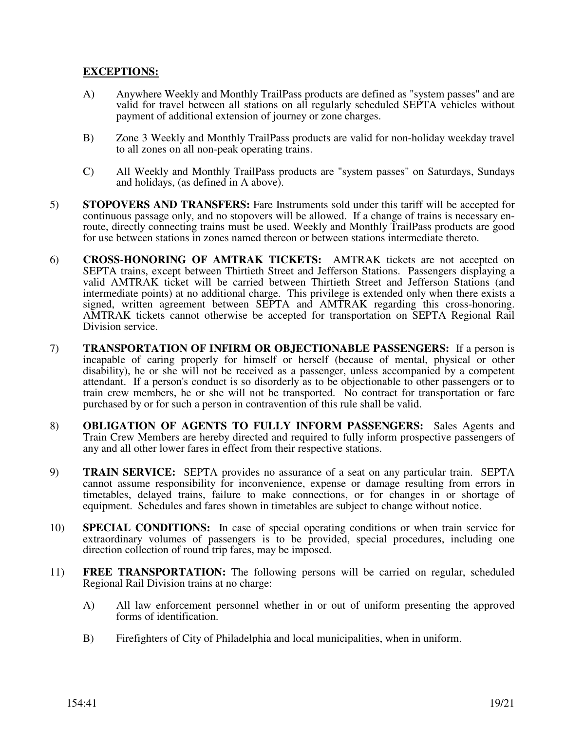**EXCEPTIONS:**

A) Anywhere Weekly and Monthly TrailPass products are defined as "system passes" and are valid for travel between all stations on all regularly scheduled SEPTA vehicles without payment of additional extension of journey or zone charges.

B) Zone 3 Weekly and Monthly TrailPass products are valid for non-holiday weekday travel to all zones on all non-peak operating trains.

C) All Weekly and Monthly TrailPass products are "system passes" on Saturdays, Sundays and holidays, (as defined in A above).

5) **STOPOVERS AND TRANSFERS:** Fare Instruments sold under this tariff will be accepted for continuous passage only, and no stopovers will be allowed. If a change of trains is necessary en-route, directly connecting trains must be used. Weekly and Monthly TrailPass products are good for use between stations in zones named thereon or between stations intermediate thereto.

6) **CROSS-HONORING OF AMTRAK TICKETS:** AMTRAK tickets are not accepted on SEPTA trains, except between Thirtieth Street and Jefferson Stations. Passengers displaying a valid AMTRAK ticket will be carried between Thirtieth Street and Jefferson Stations (and intermediate points) at no additional charge. This privilege is extended only when there exists a signed, written agreement between SEPTA and AMTRAK regarding this cross-honoring. AMTRAK tickets cannot otherwise be accepted for transportation on SEPTA Regional Rail Division service.

7) **TRANSPORTATION OF INFIRM OR OBJECTIONABLE PASSENGERS:** If a person is incapable of caring properly for himself or herself (because of mental, physical or other disability), he or she will not be received as a passenger, unless accompanied by a competent attendant. If a person's conduct is so disorderly as to be objectionable to other passengers or to train crew members, he or she will not be transported. No contract for transportation or fare purchased by or for such a person in contravention of this rule shall be valid.

8) **OBLIGATION OF AGENTS TO FULLY INFORM PASSENGERS:** Sales Agents and Train Crew Members are hereby directed and required to fully inform prospective passengers of any and all other lower fares in effect from their respective stations.

9) **TRAIN SERVICE:** SEPTA provides no assurance of a seat on any particular train. SEPTA cannot assume responsibility for inconvenience, expense or damage resulting from errors in timetables, delayed trains, failure to make connections, or for changes in or shortage of equipment. Schedules and fares shown in timetables are subject to change without notice.

10) **SPECIAL CONDITIONS:** In case of special operating conditions or when train service for extraordinary volumes of passengers is to be provided, special procedures, including one direction collection of round trip fares, may be imposed.

11) **FREE TRANSPORTATION:** The following persons will be carried on regular, scheduled Regional Rail Division trains at no charge:

A) All law enforcement personnel whether in or out of uniform presenting the approved forms of identification.

B) Firefighters of City of Philadelphia and local municipalities, when in uniform.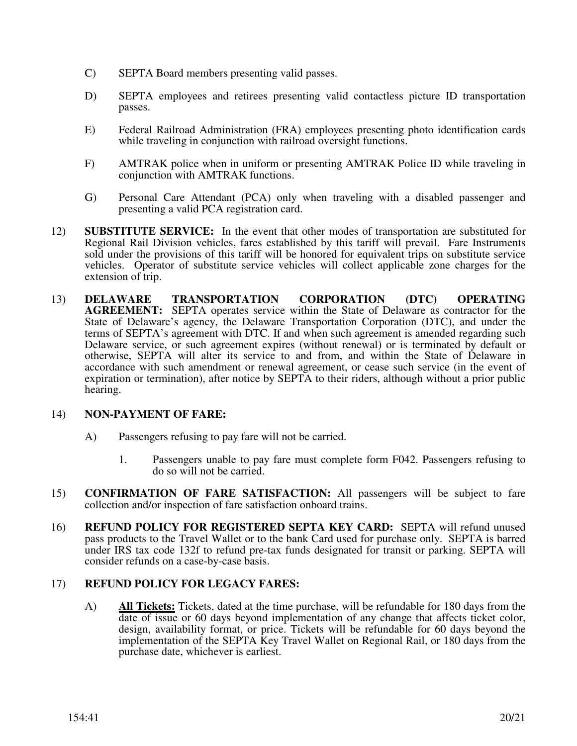C) SEPTA Board members presenting valid passes.

D) SEPTA employees and retirees presenting valid contactless picture ID transportation passes.

E) Federal Railroad Administration (FRA) employees presenting photo identification cards while traveling in conjunction with railroad oversight functions.

F) AMTRAK police when in uniform or presenting AMTRAK Police ID while traveling in conjunction with AMTRAK functions.

G) Personal Care Attendant (PCA) only when traveling with a disabled passenger and presenting a valid PCA registration card.

12) **SUBSTITUTE SERVICE:** In the event that other modes of transportation are substituted for Regional Rail Division vehicles, fares established by this tariff will prevail. Fare Instruments sold under the provisions of this tariff will be honored for equivalent trips on substitute service vehicles. Operator of substitute service vehicles will collect applicable zone charges for the extension of trip.

13) **DELAWARE TRANSPORTATION CORPORATION (DTC) OPERATING AGREEMENT:** SEPTA operates service within the State of Delaware as contractor for the State of Delaware's agency, the Delaware Transportation Corporation (DTC), and under the terms of SEPTA's agreement with DTC. If and when such agreement is amended regarding such Delaware service, or such agreement expires (without renewal) or is terminated by default or otherwise, SEPTA will alter its service to and from, and within the State of Delaware in accordance with such amendment or renewal agreement, or cease such service (in the event of expiration or termination), after notice by SEPTA to their riders, although without a prior public hearing.

14) **NON-PAYMENT OF FARE:**

A) Passengers refusing to pay fare will not be carried.

1. Passengers unable to pay fare must complete form F042. Passengers refusing to do so will not be carried.

15) **CONFIRMATION OF FARE SATISFACTION:** All passengers will be subject to fare collection and/or inspection of fare satisfaction onboard trains.

16) **REFUND POLICY FOR REGISTERED SEPTA KEY CARD:** SEPTA will refund unused pass products to the Travel Wallet or to the bank Card used for purchase only. SEPTA is barred under IRS tax code 132f to refund pre-tax funds designated for transit or parking. SEPTA will consider refunds on a case-by-case basis.

17) **REFUND POLICY FOR LEGACY FARES:**

A) **<u>All Tickets:</u>** Tickets, dated at the time purchase, will be refundable for 180 days from the date of issue or 60 days beyond implementation of any change that affects ticket color, design, availability format, or price. Tickets will be refundable for 60 days beyond the implementation of the SEPTA Key Travel Wallet on Regional Rail, or 180 days from the purchase date, whichever is earliest.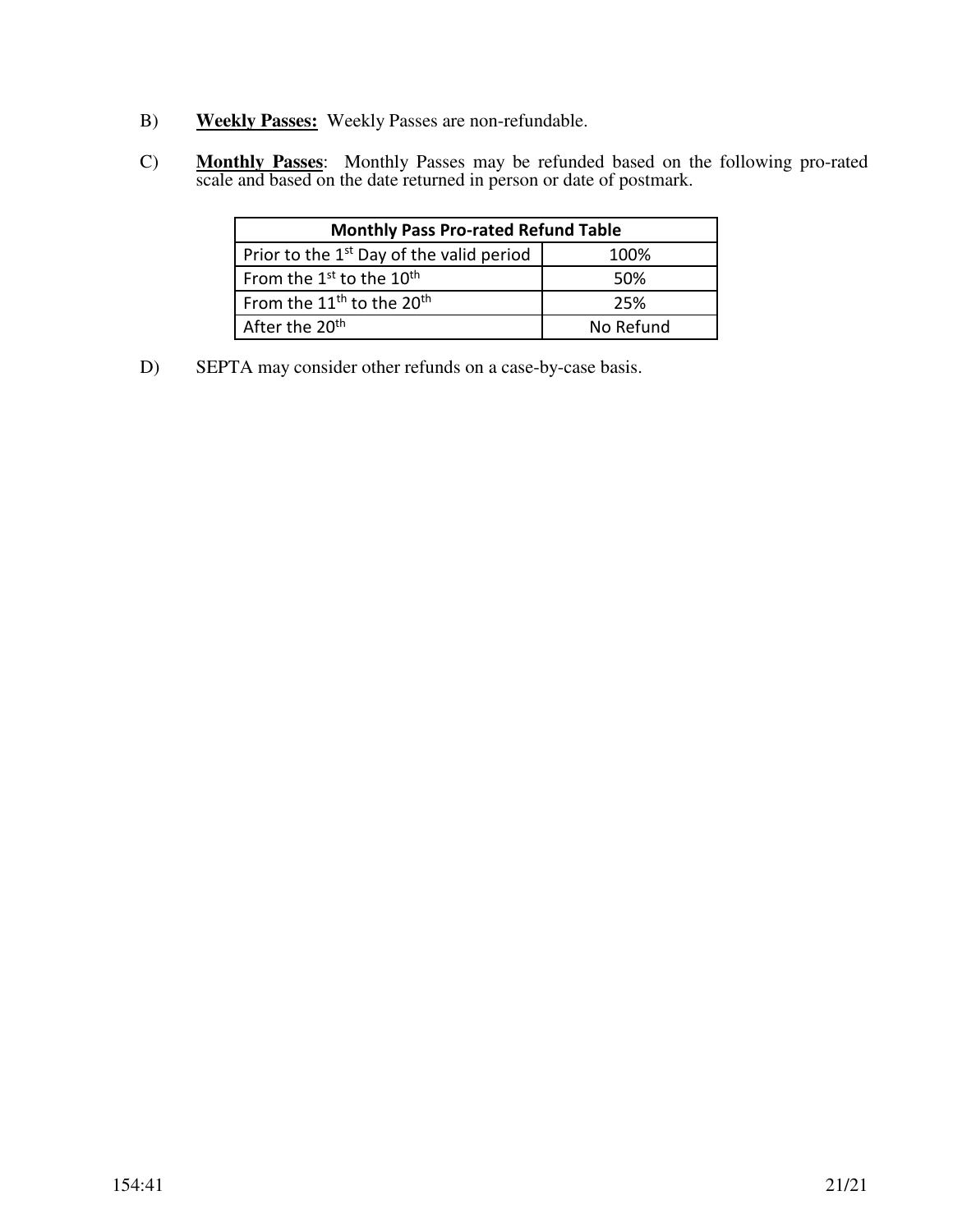B) **Weekly Passes:** Weekly Passes are non-refundable.

C) **Monthly Passes**: Monthly Passes may be refunded based on the following pro-rated scale and based on the date returned in person or date of postmark.

| Monthly Pass Pro-rated Refund Table | |
|---|---|
| Prior to the 1st Day of the valid period | 100% |
| From the 1st to the 10th | 50% |
| From the 11th to the 20th | 25% |
| After the 20th | No Refund |

D) SEPTA may consider other refunds on a case-by-case basis.